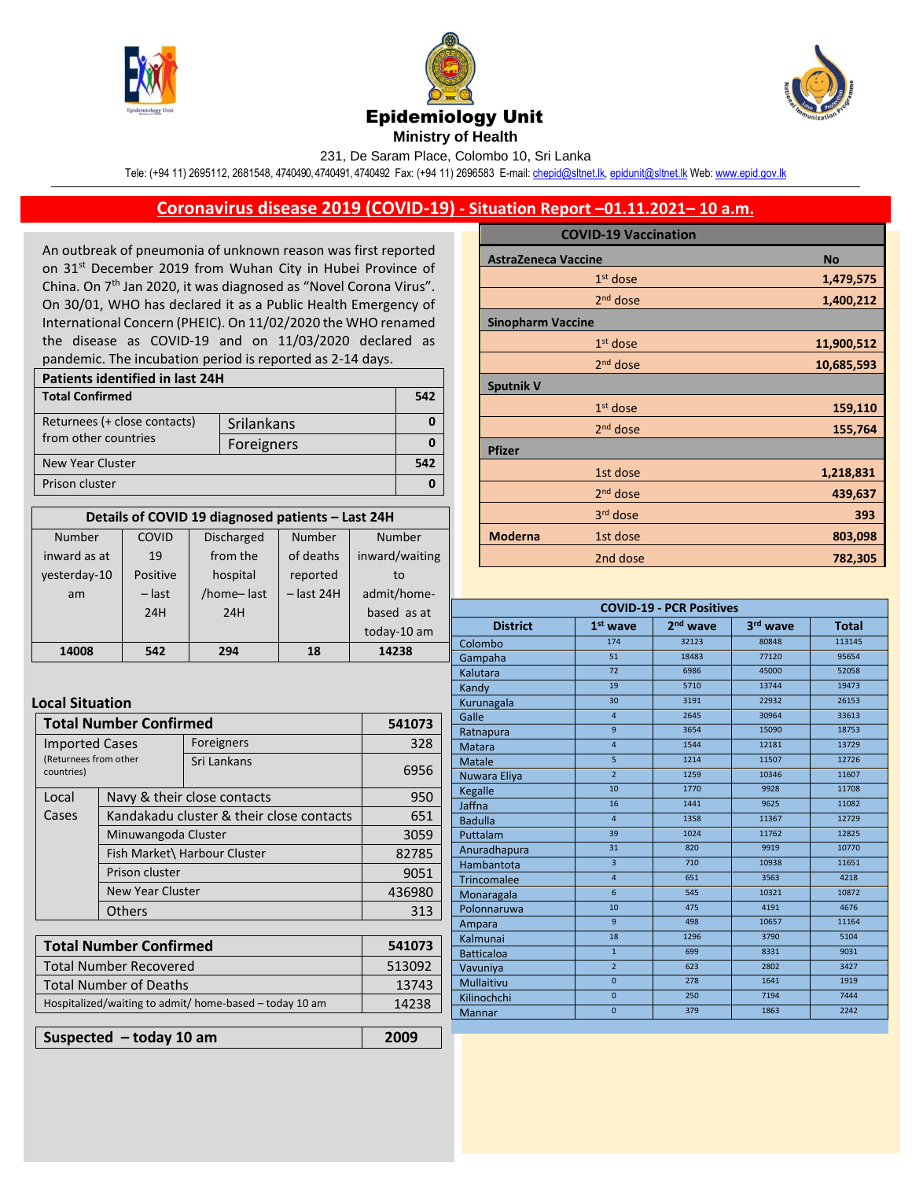# Epidemiology Unit

**Ministry of Health**

231, De Saram Place, Colombo 10, Sri Lanka

Tele: (+94 11) 2695112, 2681548, 4740490, 4740491, 4740492 Fax: (+94 11) 2696583 E-mail: chepid@sltnet.lk, epidunit@sltnet.lk Web: www.epid.gov.lk

## Coronavirus disease 2019 (COVID-19) - Situation Report –01.11.2021– 10 a.m.

An outbreak of pneumonia of unknown reason was first reported on 31st December 2019 from Wuhan City in Hubei Province of China. On 7th Jan 2020, it was diagnosed as "Novel Corona Virus". On 30/01, WHO has declared it as a Public Health Emergency of International Concern (PHEIC). On 11/02/2020 the WHO renamed the disease as COVID-19 and on 11/03/2020 declared as pandemic. The incubation period is reported as 2-14 days.

| Patients identified in last 24H | | |
|---|---|---|
| **Total Confirmed** | | **542** |
| Returnees (+ close contacts) from other countries | Srilankans | 0 |
| | Foreigners | 0 |
| New Year Cluster | | 542 |
| Prison cluster | | 0 |

| Details of COVID 19 diagnosed patients – Last 24H | | | | |
|---|---|---|---|---|
| Number inward as at yesterday-10 am | COVID 19 Positive – last 24H | Discharged from the hospital /home– last 24H | Number of deaths reported – last 24H | Number inward/waiting to admit/home-based as at today-10 am |
| **14008** | **542** | **294** | **18** | **14238** |

### Local Situation

| **Total Number Confirmed** | | | **541073** |
|---|---|---|---|
| Imported Cases (Returnees from other countries) | | Foreigners | 328 |
| | | Sri Lankans | 6956 |
| Local Cases | Navy & their close contacts | | 950 |
| | Kandakadu cluster & their close contacts | | 651 |
| | Minuwangoda Cluster | | 3059 |
| | Fish Market\ Harbour Cluster | | 82785 |
| | Prison cluster | | 9051 |
| | New Year Cluster | | 436980 |
| | Others | | 313 |

| **Total Number Confirmed** | **541073** |
|---|---|
| Total Number Recovered | 513092 |
| Total Number of Deaths | 13743 |
| Hospitalized/waiting to admit/ home-based – today 10 am | 14238 |

| **Suspected – today 10 am** | **2009** |
|---|---|

| COVID-19 Vaccination | | |
|---|---|---|
| **AstraZeneca Vaccine** | | **No** |
| | 1st dose | **1,479,575** |
| | 2nd dose | **1,400,212** |
| **Sinopharm Vaccine** | | |
| | 1st dose | **11,900,512** |
| | 2nd dose | **10,685,593** |
| **Sputnik V** | | |
| | 1st dose | **159,110** |
| | 2nd dose | **155,764** |
| **Pfizer** | | |
| | 1st dose | **1,218,831** |
| | 2nd dose | **439,637** |
| | 3rd dose | **393** |
| **Moderna** | 1st dose | **803,098** |
| | 2nd dose | **782,305** |

| COVID-19 - PCR Positives | | | | |
|---|---|---|---|---|
| **District** | **1st wave** | **2nd wave** | **3rd wave** | **Total** |
| Colombo | 174 | 32123 | 80848 | 113145 |
| Gampaha | 51 | 18483 | 77120 | 95654 |
| Kalutara | 72 | 6986 | 45000 | 52058 |
| Kandy | 19 | 5710 | 13744 | 19473 |
| Kurunagala | 30 | 3191 | 22932 | 26153 |
| Galle | 4 | 2645 | 30964 | 33613 |
| Ratnapura | 9 | 3654 | 15090 | 18753 |
| Matara | 4 | 1544 | 12181 | 13729 |
| Matale | 5 | 1214 | 11507 | 12726 |
| Nuwara Eliya | 2 | 1259 | 10346 | 11607 |
| Kegalle | 10 | 1770 | 9928 | 11708 |
| Jaffna | 16 | 1441 | 9625 | 11082 |
| Badulla | 4 | 1358 | 11367 | 12729 |
| Puttalam | 39 | 1024 | 11762 | 12825 |
| Anuradhapura | 31 | 820 | 9919 | 10770 |
| Hambantota | 3 | 710 | 10938 | 11651 |
| Trincomalee | 4 | 651 | 3563 | 4218 |
| Monaragala | 6 | 545 | 10321 | 10872 |
| Polonnaruwa | 10 | 475 | 4191 | 4676 |
| Ampara | 9 | 498 | 10657 | 11164 |
| Kalmunai | 18 | 1296 | 3790 | 5104 |
| Batticaloa | 1 | 699 | 8331 | 9031 |
| Vavuniya | 2 | 623 | 2802 | 3427 |
| Mullaitivu | 0 | 278 | 1641 | 1919 |
| Kilinochchi | 0 | 250 | 7194 | 7444 |
| Mannar | 0 | 379 | 1863 | 2242 |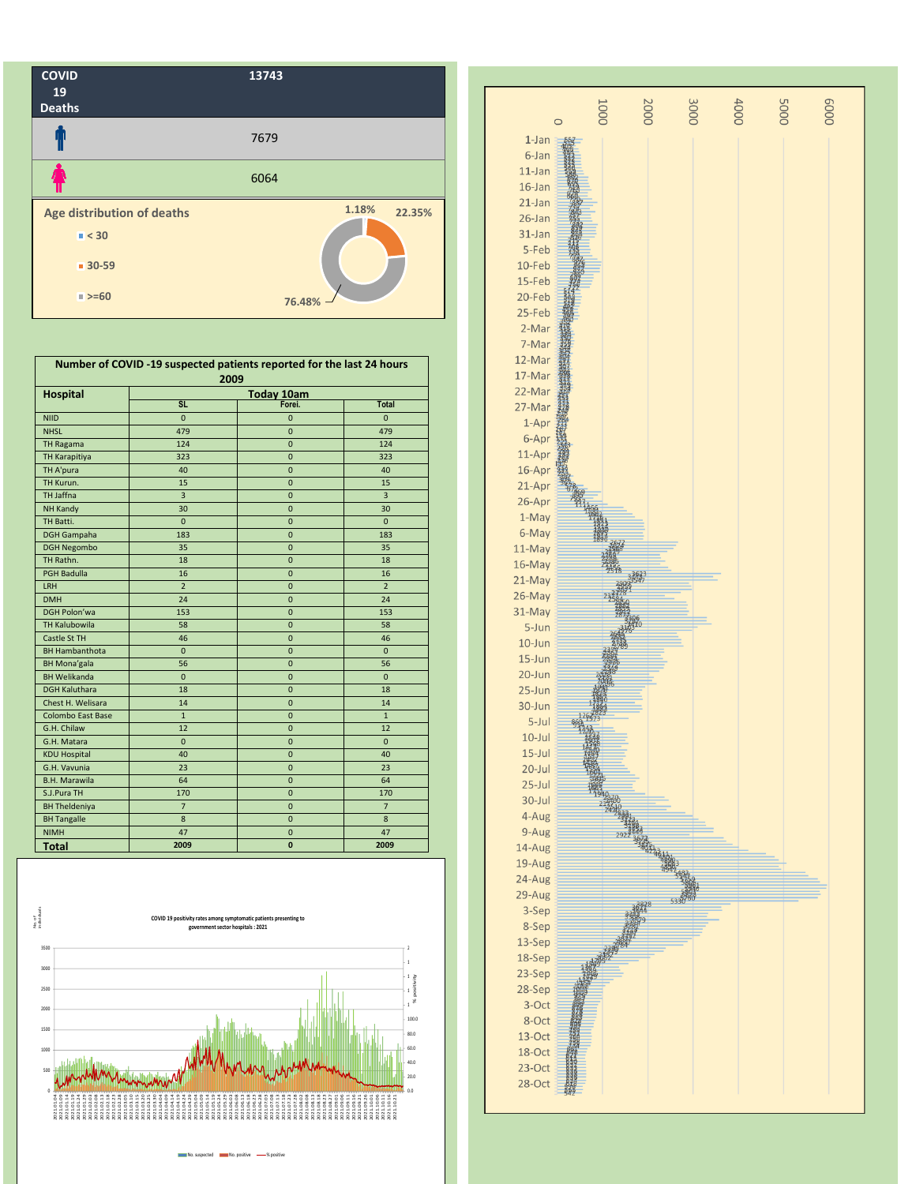| COVID 19 Deaths | 13743 |
|---|---|
| Male | 7679 |
| Female | 6064 |

**Age distribution of deaths**

< 30

30-59

>=60

1.18%

22.35%

76.48%

| Number of COVID -19 suspected patients reported for the last 24 hours 2009 | | | |
|---|---|---|---|
| Hospital | Today 10am | | |
| | SL | Forei. | Total |
| NIID | 0 | 0 | 0 |
| NHSL | 479 | 0 | 479 |
| TH Ragama | 124 | 0 | 124 |
| TH Karapitiya | 323 | 0 | 323 |
| TH A'pura | 40 | 0 | 40 |
| TH Kurun. | 15 | 0 | 15 |
| TH Jaffna | 3 | 0 | 3 |
| NH Kandy | 30 | 0 | 30 |
| TH Batti. | 0 | 0 | 0 |
| DGH Gampaha | 183 | 0 | 183 |
| DGH Negombo | 35 | 0 | 35 |
| TH Rathn. | 18 | 0 | 18 |
| PGH Badulla | 16 | 0 | 16 |
| LRH | 2 | 0 | 2 |
| DMH | 24 | 0 | 24 |
| DGH Polon'wa | 153 | 0 | 153 |
| TH Kalubowila | 58 | 0 | 58 |
| Castle St TH | 46 | 0 | 46 |
| BH Hambanthota | 0 | 0 | 0 |
| BH Mona'gala | 56 | 0 | 56 |
| BH Welikanda | 0 | 0 | 0 |
| DGH Kaluthara | 18 | 0 | 18 |
| Chest H. Welisara | 14 | 0 | 14 |
| Colombo East Base | 1 | 0 | 1 |
| G.H. Chilaw | 12 | 0 | 12 |
| G.H. Matara | 0 | 0 | 0 |
| KDU Hospital | 40 | 0 | 40 |
| G.H. Vavunia | 23 | 0 | 23 |
| B.H. Marawila | 64 | 0 | 64 |
| S.J.Pura TH | 170 | 0 | 170 |
| BH Theldeniya | 7 | 0 | 7 |
| BH Tangalle | 8 | 0 | 8 |
| NIMH | 47 | 0 | 47 |
| **Total** | **2009** | **0** | **2009** |

COVID 19 positivity rates among symptomatic patients presenting to government sector hospitals : 2021

No. suspected — No. positive — % positive